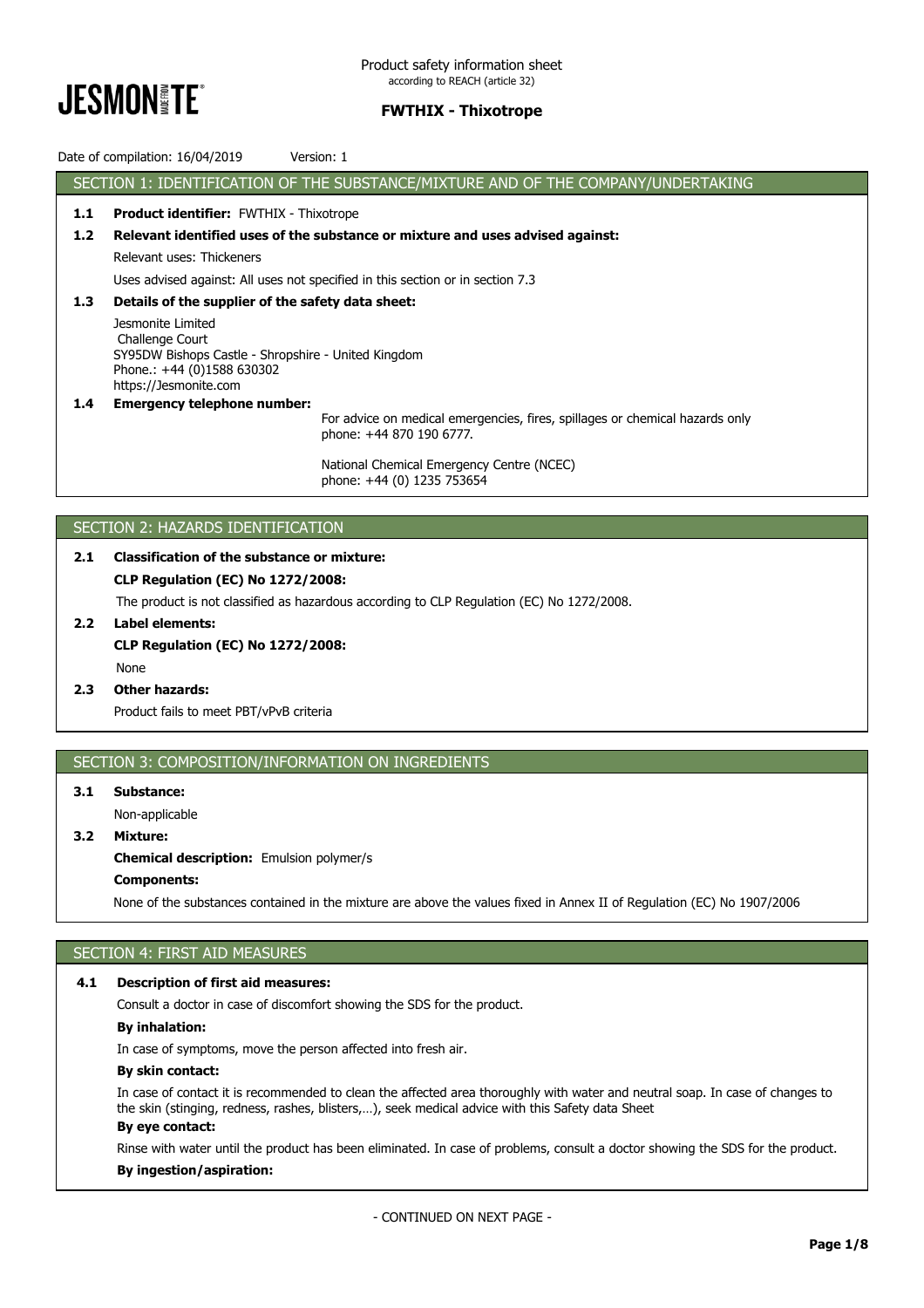Product safety information sheet
according to REACH (article 32)

**FWTHIX - Thixotrope**

Date of compilation: 16/04/2019 Version: 1

## SECTION 1: IDENTIFICATION OF THE SUBSTANCE/MIXTURE AND OF THE COMPANY/UNDERTAKING

**1.1 Product identifier:** FWTHIX - Thixotrope

**1.2 Relevant identified uses of the substance or mixture and uses advised against:**

Relevant uses: Thickeners

Uses advised against: All uses not specified in this section or in section 7.3

**1.3 Details of the supplier of the safety data sheet:**

Jesmonite Limited
Challenge Court
SY95DW Bishops Castle - Shropshire - United Kingdom
Phone.: +44 (0)1588 630302
https://Jesmonite.com

**1.4 Emergency telephone number:**

For advice on medical emergencies, fires, spillages or chemical hazards only
phone: +44 870 190 6777.

National Chemical Emergency Centre (NCEC)
phone: +44 (0) 1235 753654

## SECTION 2: HAZARDS IDENTIFICATION

**2.1 Classification of the substance or mixture:**

**CLP Regulation (EC) No 1272/2008:**

The product is not classified as hazardous according to CLP Regulation (EC) No 1272/2008.

**2.2 Label elements:**

**CLP Regulation (EC) No 1272/2008:**

None

**2.3 Other hazards:**

Product fails to meet PBT/vPvB criteria

## SECTION 3: COMPOSITION/INFORMATION ON INGREDIENTS

**3.1 Substance:**

Non-applicable

**3.2 Mixture:**

**Chemical description:** Emulsion polymer/s

**Components:**

None of the substances contained in the mixture are above the values fixed in Annex II of Regulation (EC) No 1907/2006

## SECTION 4: FIRST AID MEASURES

**4.1 Description of first aid measures:**

Consult a doctor in case of discomfort showing the SDS for the product.

**By inhalation:**

In case of symptoms, move the person affected into fresh air.

**By skin contact:**

In case of contact it is recommended to clean the affected area thoroughly with water and neutral soap. In case of changes to the skin (stinging, redness, rashes, blisters,…), seek medical advice with this Safety data Sheet

**By eye contact:**

Rinse with water until the product has been eliminated. In case of problems, consult a doctor showing the SDS for the product.

**By ingestion/aspiration:**

- CONTINUED ON NEXT PAGE -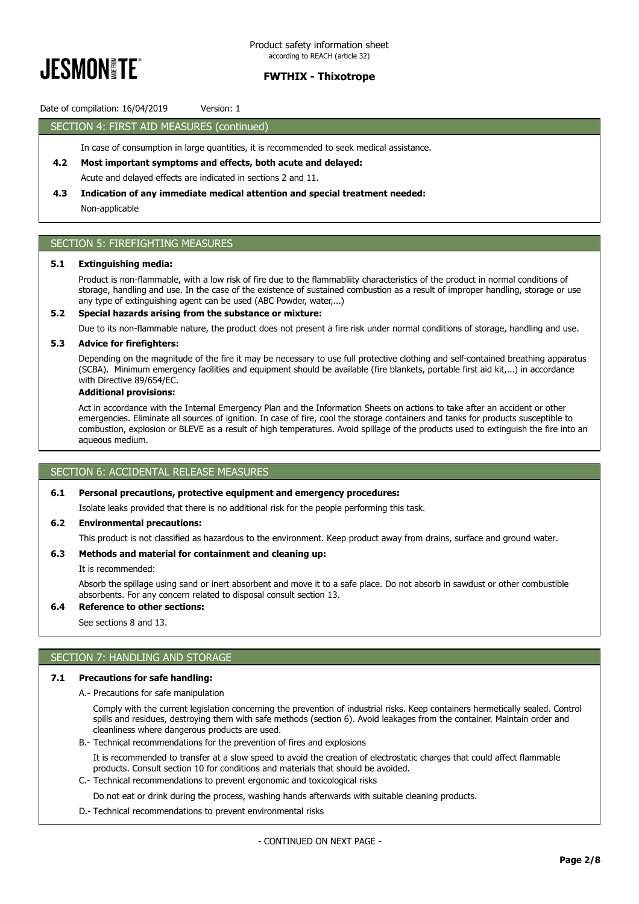## SECTION 4: FIRST AID MEASURES (continued)

In case of consumption in large quantities, it is recommended to seek medical assistance.

**4.2 Most important symptoms and effects, both acute and delayed:**

Acute and delayed effects are indicated in sections 2 and 11.

**4.3 Indication of any immediate medical attention and special treatment needed:**

Non-applicable

## SECTION 5: FIREFIGHTING MEASURES

**5.1 Extinguishing media:**

Product is non-flammable, with a low risk of fire due to the flammabliity characteristics of the product in normal conditions of storage, handling and use. In the case of the existence of sustained combustion as a result of improper handling, storage or use any type of extinguishing agent can be used (ABC Powder, water,...)

**5.2 Special hazards arising from the substance or mixture:**

Due to its non-flammable nature, the product does not present a fire risk under normal conditions of storage, handling and use.

**5.3 Advice for firefighters:**

Depending on the magnitude of the fire it may be necessary to use full protective clothing and self-contained breathing apparatus (SCBA). Minimum emergency facilities and equipment should be available (fire blankets, portable first aid kit,...) in accordance with Directive 89/654/EC.

**Additional provisions:**

Act in accordance with the Internal Emergency Plan and the Information Sheets on actions to take after an accident or other emergencies. Eliminate all sources of ignition. In case of fire, cool the storage containers and tanks for products susceptible to combustion, explosion or BLEVE as a result of high temperatures. Avoid spillage of the products used to extinguish the fire into an aqueous medium.

## SECTION 6: ACCIDENTAL RELEASE MEASURES

**6.1 Personal precautions, protective equipment and emergency procedures:**

Isolate leaks provided that there is no additional risk for the people performing this task.

**6.2 Environmental precautions:**

This product is not classified as hazardous to the environment. Keep product away from drains, surface and ground water.

**6.3 Methods and material for containment and cleaning up:**

It is recommended:

Absorb the spillage using sand or inert absorbent and move it to a safe place. Do not absorb in sawdust or other combustible absorbents. For any concern related to disposal consult section 13.

**6.4 Reference to other sections:**

See sections 8 and 13.

## SECTION 7: HANDLING AND STORAGE

**7.1 Precautions for safe handling:**

A.- Precautions for safe manipulation

Comply with the current legislation concerning the prevention of industrial risks. Keep containers hermetically sealed. Control spills and residues, destroying them with safe methods (section 6). Avoid leakages from the container. Maintain order and cleanliness where dangerous products are used.

B.- Technical recommendations for the prevention of fires and explosions

It is recommended to transfer at a slow speed to avoid the creation of electrostatic charges that could affect flammable products. Consult section 10 for conditions and materials that should be avoided.

C.- Technical recommendations to prevent ergonomic and toxicological risks

Do not eat or drink during the process, washing hands afterwards with suitable cleaning products.

D.- Technical recommendations to prevent environmental risks

- CONTINUED ON NEXT PAGE -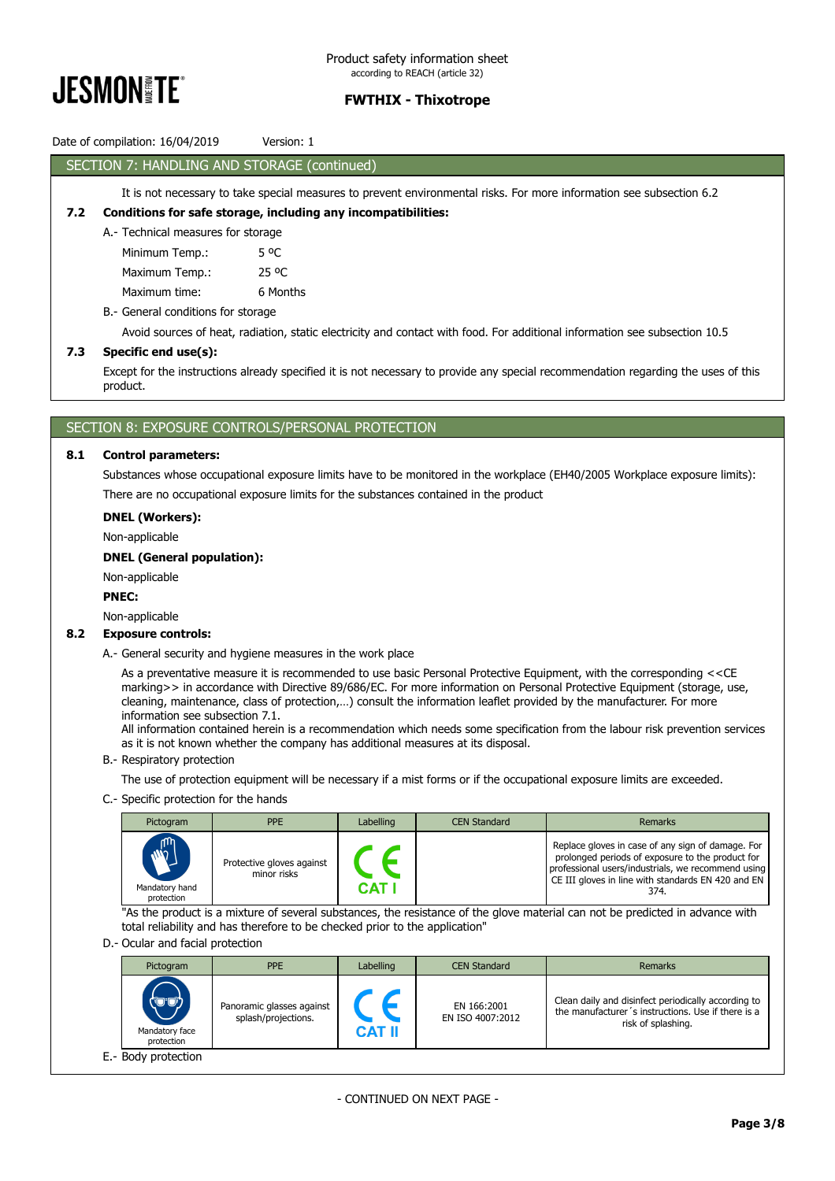## SECTION 7: HANDLING AND STORAGE (continued)

It is not necessary to take special measures to prevent environmental risks. For more information see subsection 6.2

**7.2 Conditions for safe storage, including any incompatibilities:**

A.- Technical measures for storage

| | |
|---|---|
| Minimum Temp.: | 5 ºC |
| Maximum Temp.: | 25 ºC |
| Maximum time: | 6 Months |

B.- General conditions for storage

Avoid sources of heat, radiation, static electricity and contact with food. For additional information see subsection 10.5

**7.3 Specific end use(s):**

Except for the instructions already specified it is not necessary to provide any special recommendation regarding the uses of this product.

## SECTION 8: EXPOSURE CONTROLS/PERSONAL PROTECTION

**8.1 Control parameters:**

Substances whose occupational exposure limits have to be monitored in the workplace (EH40/2005 Workplace exposure limits):

There are no occupational exposure limits for the substances contained in the product

**DNEL (Workers):**

Non-applicable

**DNEL (General population):**

Non-applicable

**PNEC:**

Non-applicable

**8.2 Exposure controls:**

A.- General security and hygiene measures in the work place

As a preventative measure it is recommended to use basic Personal Protective Equipment, with the corresponding <<CE marking>> in accordance with Directive 89/686/EC. For more information on Personal Protective Equipment (storage, use, cleaning, maintenance, class of protection,…) consult the information leaflet provided by the manufacturer. For more information see subsection 7.1.

All information contained herein is a recommendation which needs some specification from the labour risk prevention services as it is not known whether the company has additional measures at its disposal.

B.- Respiratory protection

The use of protection equipment will be necessary if a mist forms or if the occupational exposure limits are exceeded.

C.- Specific protection for the hands

| Pictogram | PPE | Labelling | CEN Standard | Remarks |
|---|---|---|---|---|
| Mandatory hand protection | Protective gloves against minor risks | CE CAT I | | Replace gloves in case of any sign of damage. For prolonged periods of exposure to the product for professional users/industrials, we recommend using CE III gloves in line with standards EN 420 and EN 374. |

"As the product is a mixture of several substances, the resistance of the glove material can not be predicted in advance with total reliability and has therefore to be checked prior to the application"

D.- Ocular and facial protection

| Pictogram | PPE | Labelling | CEN Standard | Remarks |
|---|---|---|---|---|
| Mandatory face protection | Panoramic glasses against splash/projections. | CE CAT II | EN 166:2001<br>EN ISO 4007:2012 | Clean daily and disinfect periodically according to the manufacturer´s instructions. Use if there is a risk of splashing. |

E.- Body protection

- CONTINUED ON NEXT PAGE -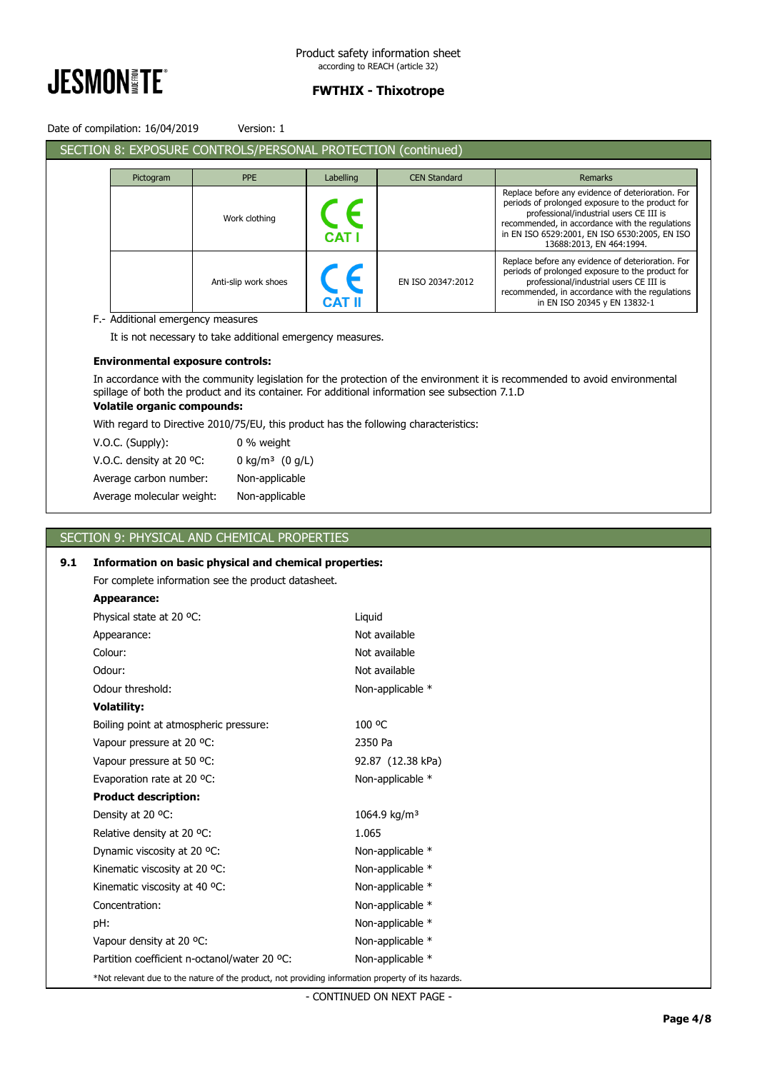Date of compilation: 16/04/2019 Version: 1

## SECTION 8: EXPOSURE CONTROLS/PERSONAL PROTECTION (continued)

| Pictogram | PPE | Labelling | CEN Standard | Remarks |
|---|---|---|---|---|
| | Work clothing | CE CAT I | | Replace before any evidence of deterioration. For periods of prolonged exposure to the product for professional/industrial users CE III is recommended, in accordance with the regulations in EN ISO 6529:2001, EN ISO 6530:2005, EN ISO 13688:2013, EN 464:1994. |
| | Anti-slip work shoes | CE CAT II | EN ISO 20347:2012 | Replace before any evidence of deterioration. For periods of prolonged exposure to the product for professional/industrial users CE III is recommended, in accordance with the regulations in EN ISO 20345 y EN 13832-1 |

F.- Additional emergency measures

It is not necessary to take additional emergency measures.

**Environmental exposure controls:**

In accordance with the community legislation for the protection of the environment it is recommended to avoid environmental spillage of both the product and its container. For additional information see subsection 7.1.D

**Volatile organic compounds:**

With regard to Directive 2010/75/EU, this product has the following characteristics:

| | |
|---|---|
| V.O.C. (Supply): | 0 % weight |
| V.O.C. density at 20 ºC: | 0 kg/m³ (0 g/L) |
| Average carbon number: | Non-applicable |
| Average molecular weight: | Non-applicable |

## SECTION 9: PHYSICAL AND CHEMICAL PROPERTIES

**9.1 Information on basic physical and chemical properties:**

For complete information see the product datasheet.

**Appearance:**

| | |
|---|---|
| Physical state at 20 ºC: | Liquid |
| Appearance: | Not available |
| Colour: | Not available |
| Odour: | Not available |
| Odour threshold: | Non-applicable * |

**Volatility:**

| | |
|---|---|
| Boiling point at atmospheric pressure: | 100 ºC |
| Vapour pressure at 20 ºC: | 2350 Pa |
| Vapour pressure at 50 ºC: | 92.87 (12.38 kPa) |
| Evaporation rate at 20 ºC: | Non-applicable * |

**Product description:**

| | |
|---|---|
| Density at 20 ºC: | 1064.9 kg/m³ |
| Relative density at 20 ºC: | 1.065 |
| Dynamic viscosity at 20 ºC: | Non-applicable * |
| Kinematic viscosity at 20 ºC: | Non-applicable * |
| Kinematic viscosity at 40 ºC: | Non-applicable * |
| Concentration: | Non-applicable * |
| pH: | Non-applicable * |
| Vapour density at 20 ºC: | Non-applicable * |
| Partition coefficient n-octanol/water 20 ºC: | Non-applicable * |

*Not relevant due to the nature of the product, not providing information property of its hazards.

- CONTINUED ON NEXT PAGE -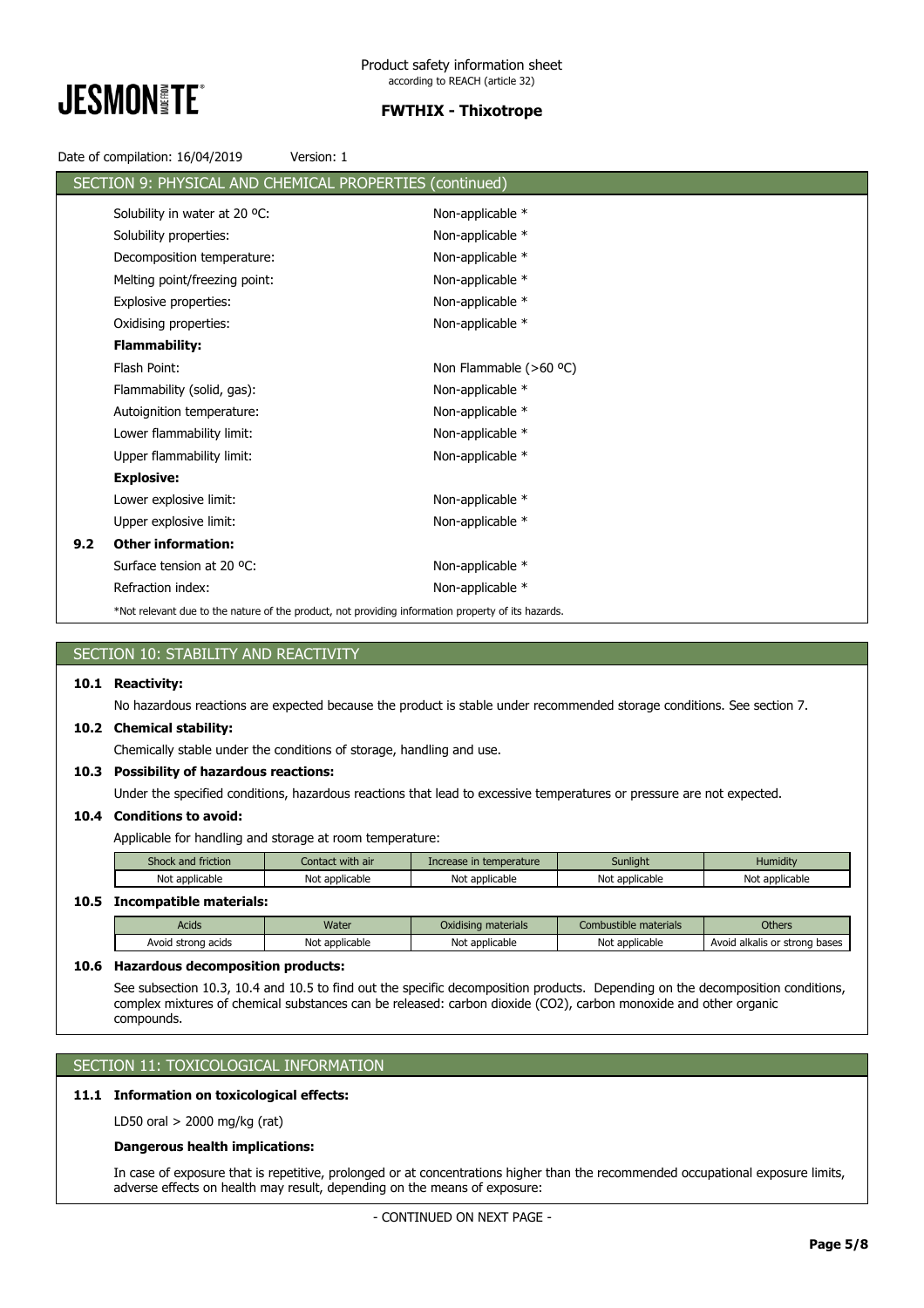## SECTION 9: PHYSICAL AND CHEMICAL PROPERTIES (continued)

Solubility in water at 20 ºC: Non-applicable *

Solubility properties: Non-applicable *

Decomposition temperature: Non-applicable *

Melting point/freezing point: Non-applicable *

Explosive properties: Non-applicable *

Oxidising properties: Non-applicable *

**Flammability:**

Flash Point: Non Flammable (>60 ºC)

Flammability (solid, gas): Non-applicable *

Autoignition temperature: Non-applicable *

Lower flammability limit: Non-applicable *

Upper flammability limit: Non-applicable *

**Explosive:**

Lower explosive limit: Non-applicable *

Upper explosive limit: Non-applicable *

**9.2 Other information:**

Surface tension at 20 ºC: Non-applicable *

Refraction index: Non-applicable *

*Not relevant due to the nature of the product, not providing information property of its hazards.

## SECTION 10: STABILITY AND REACTIVITY

**10.1 Reactivity:**

No hazardous reactions are expected because the product is stable under recommended storage conditions. See section 7.

**10.2 Chemical stability:**

Chemically stable under the conditions of storage, handling and use.

**10.3 Possibility of hazardous reactions:**

Under the specified conditions, hazardous reactions that lead to excessive temperatures or pressure are not expected.

**10.4 Conditions to avoid:**

Applicable for handling and storage at room temperature:

| Shock and friction | Contact with air | Increase in temperature | Sunlight | Humidity |
|---|---|---|---|---|
| Not applicable | Not applicable | Not applicable | Not applicable | Not applicable |

**10.5 Incompatible materials:**

| Acids | Water | Oxidising materials | Combustible materials | Others |
|---|---|---|---|---|
| Avoid strong acids | Not applicable | Not applicable | Not applicable | Avoid alkalis or strong bases |

**10.6 Hazardous decomposition products:**

See subsection 10.3, 10.4 and 10.5 to find out the specific decomposition products. Depending on the decomposition conditions, complex mixtures of chemical substances can be released: carbon dioxide ($CO_2$), carbon monoxide and other organic compounds.

## SECTION 11: TOXICOLOGICAL INFORMATION

**11.1 Information on toxicological effects:**

LD50 oral > 2000 mg/kg (rat)

**Dangerous health implications:**

In case of exposure that is repetitive, prolonged or at concentrations higher than the recommended occupational exposure limits, adverse effects on health may result, depending on the means of exposure:

- CONTINUED ON NEXT PAGE -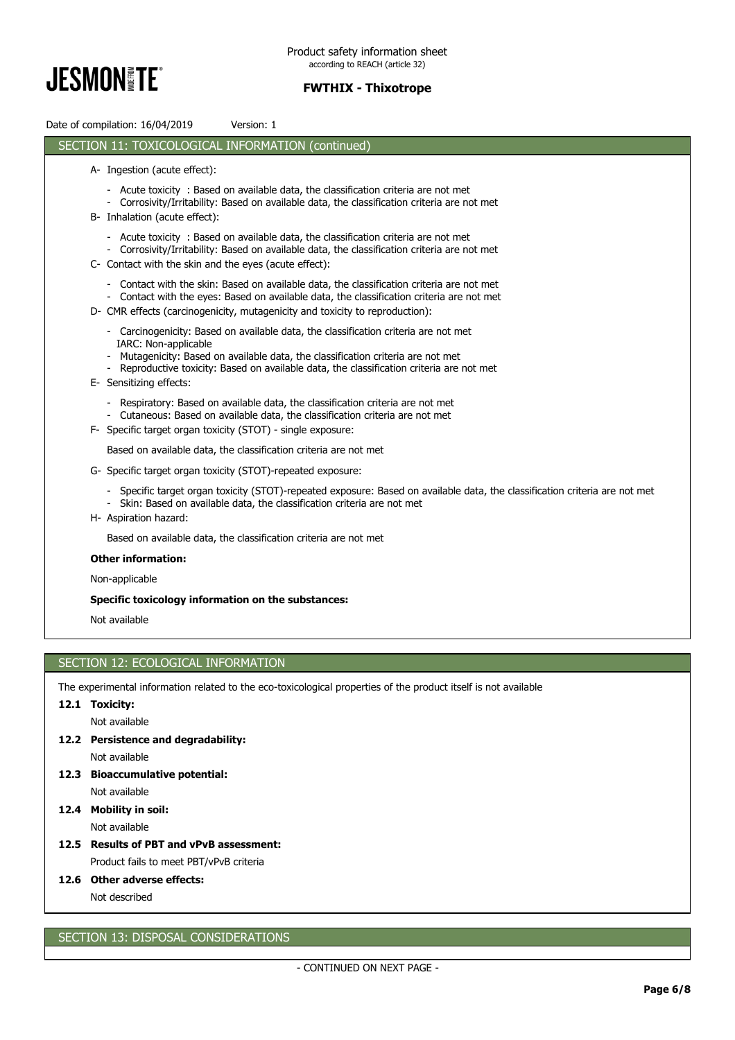## SECTION 11: TOXICOLOGICAL INFORMATION (continued)

A- Ingestion (acute effect):

- Acute toxicity : Based on available data, the classification criteria are not met
- Corrosivity/Irritability: Based on available data, the classification criteria are not met

B- Inhalation (acute effect):

- Acute toxicity : Based on available data, the classification criteria are not met
- Corrosivity/Irritability: Based on available data, the classification criteria are not met

C- Contact with the skin and the eyes (acute effect):

- Contact with the skin: Based on available data, the classification criteria are not met
- Contact with the eyes: Based on available data, the classification criteria are not met

D- CMR effects (carcinogenicity, mutagenicity and toxicity to reproduction):

- Carcinogenicity: Based on available data, the classification criteria are not met
  IARC: Non-applicable
- Mutagenicity: Based on available data, the classification criteria are not met
- Reproductive toxicity: Based on available data, the classification criteria are not met

E- Sensitizing effects:

- Respiratory: Based on available data, the classification criteria are not met
- Cutaneous: Based on available data, the classification criteria are not met

F- Specific target organ toxicity (STOT) - single exposure:

Based on available data, the classification criteria are not met

G- Specific target organ toxicity (STOT)-repeated exposure:

- Specific target organ toxicity (STOT)-repeated exposure: Based on available data, the classification criteria are not met
- Skin: Based on available data, the classification criteria are not met

H- Aspiration hazard:

Based on available data, the classification criteria are not met

**Other information:**

Non-applicable

**Specific toxicology information on the substances:**

Not available

## SECTION 12: ECOLOGICAL INFORMATION

The experimental information related to the eco-toxicological properties of the product itself is not available

**12.1 Toxicity:**

Not available

**12.2 Persistence and degradability:**

Not available

**12.3 Bioaccumulative potential:**

Not available

**12.4 Mobility in soil:**

Not available

**12.5 Results of PBT and vPvB assessment:**

Product fails to meet PBT/vPvB criteria

**12.6 Other adverse effects:**

Not described

## SECTION 13: DISPOSAL CONSIDERATIONS

- CONTINUED ON NEXT PAGE -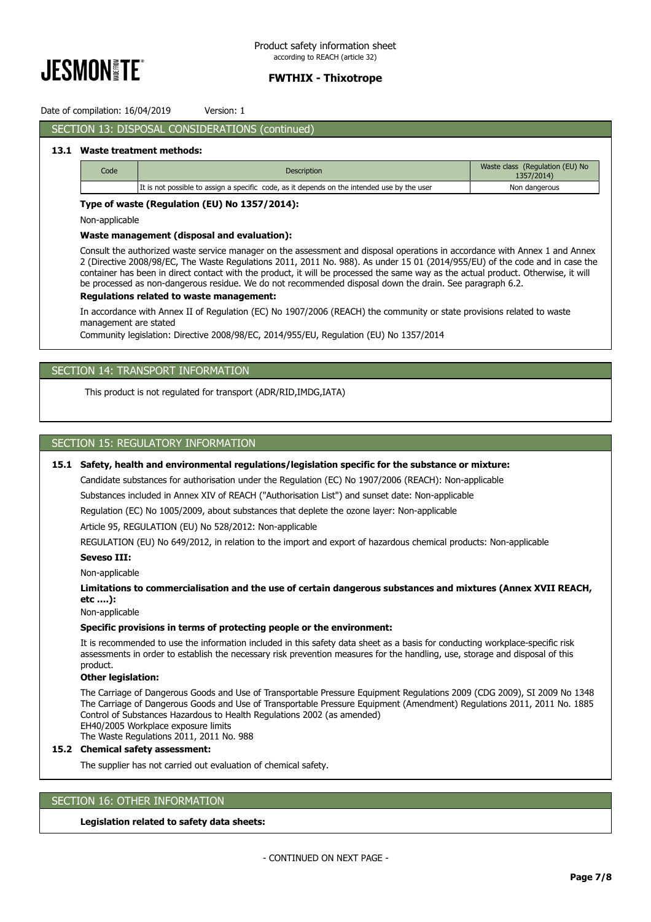Date of compilation: 16/04/2019 Version: 1

## SECTION 13: DISPOSAL CONSIDERATIONS (continued)

### 13.1 Waste treatment methods:

| Code | Description | Waste class (Regulation (EU) No 1357/2014) |
|---|---|---|
| | It is not possible to assign a specific code, as it depends on the intended use by the user | Non dangerous |

**Type of waste (Regulation (EU) No 1357/2014):**

Non-applicable

**Waste management (disposal and evaluation):**

Consult the authorized waste service manager on the assessment and disposal operations in accordance with Annex 1 and Annex 2 (Directive 2008/98/EC, The Waste Regulations 2011, 2011 No. 988). As under 15 01 (2014/955/EU) of the code and in case the container has been in direct contact with the product, it will be processed the same way as the actual product. Otherwise, it will be processed as non-dangerous residue. We do not recommended disposal down the drain. See paragraph 6.2.

**Regulations related to waste management:**

In accordance with Annex II of Regulation (EC) No 1907/2006 (REACH) the community or state provisions related to waste management are stated

Community legislation: Directive 2008/98/EC, 2014/955/EU, Regulation (EU) No 1357/2014

## SECTION 14: TRANSPORT INFORMATION

This product is not regulated for transport (ADR/RID,IMDG,IATA)

## SECTION 15: REGULATORY INFORMATION

### 15.1 Safety, health and environmental regulations/legislation specific for the substance or mixture:

Candidate substances for authorisation under the Regulation (EC) No 1907/2006 (REACH): Non-applicable

Substances included in Annex XIV of REACH ("Authorisation List") and sunset date: Non-applicable

Regulation (EC) No 1005/2009, about substances that deplete the ozone layer: Non-applicable

Article 95, REGULATION (EU) No 528/2012: Non-applicable

REGULATION (EU) No 649/2012, in relation to the import and export of hazardous chemical products: Non-applicable

**Seveso III:**

Non-applicable

**Limitations to commercialisation and the use of certain dangerous substances and mixtures (Annex XVII REACH, etc ….):**

Non-applicable

**Specific provisions in terms of protecting people or the environment:**

It is recommended to use the information included in this safety data sheet as a basis for conducting workplace-specific risk assessments in order to establish the necessary risk prevention measures for the handling, use, storage and disposal of this product.

**Other legislation:**

The Carriage of Dangerous Goods and Use of Transportable Pressure Equipment Regulations 2009 (CDG 2009), SI 2009 No 1348
The Carriage of Dangerous Goods and Use of Transportable Pressure Equipment (Amendment) Regulations 2011, 2011 No. 1885
Control of Substances Hazardous to Health Regulations 2002 (as amended)
EH40/2005 Workplace exposure limits
The Waste Regulations 2011, 2011 No. 988

### 15.2 Chemical safety assessment:

The supplier has not carried out evaluation of chemical safety.

## SECTION 16: OTHER INFORMATION

**Legislation related to safety data sheets:**

- CONTINUED ON NEXT PAGE -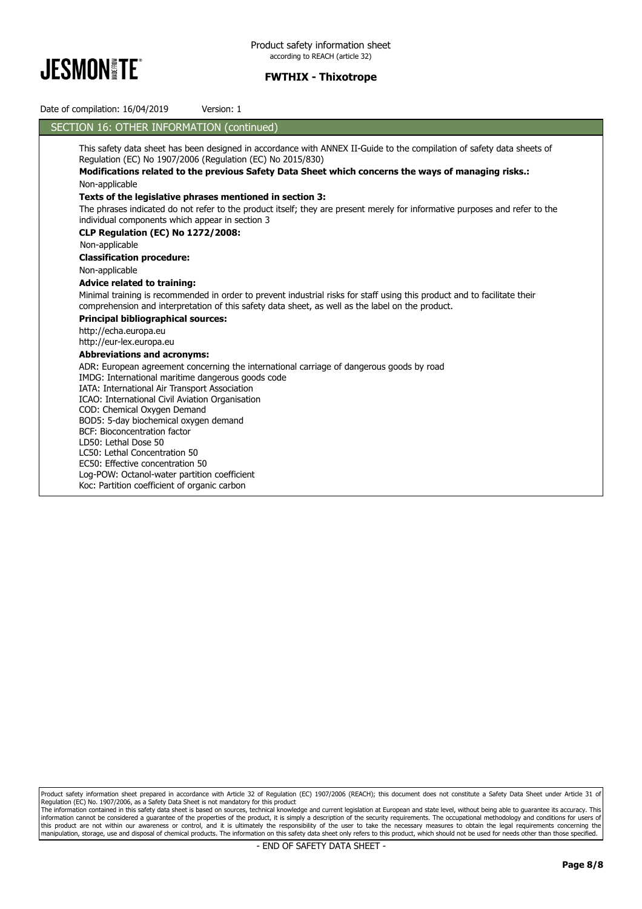## SECTION 16: OTHER INFORMATION (continued)

This safety data sheet has been designed in accordance with ANNEX II-Guide to the compilation of safety data sheets of Regulation (EC) No 1907/2006 (Regulation (EC) No 2015/830)

**Modifications related to the previous Safety Data Sheet which concerns the ways of managing risks.:**

Non-applicable

**Texts of the legislative phrases mentioned in section 3:**

The phrases indicated do not refer to the product itself; they are present merely for informative purposes and refer to the individual components which appear in section 3

**CLP Regulation (EC) No 1272/2008:**

Non-applicable

**Classification procedure:**

Non-applicable

**Advice related to training:**

Minimal training is recommended in order to prevent industrial risks for staff using this product and to facilitate their comprehension and interpretation of this safety data sheet, as well as the label on the product.

**Principal bibliographical sources:**

http://echa.europa.eu
http://eur-lex.europa.eu

**Abbreviations and acronyms:**

ADR: European agreement concerning the international carriage of dangerous goods by road
IMDG: International maritime dangerous goods code
IATA: International Air Transport Association
ICAO: International Civil Aviation Organisation
COD: Chemical Oxygen Demand
BOD5: 5-day biochemical oxygen demand
BCF: Bioconcentration factor
LD50: Lethal Dose 50
LC50: Lethal Concentration 50
EC50: Effective concentration 50
Log-POW: Octanol-water partition coefficient
Koc: Partition coefficient of organic carbon

Product safety information sheet prepared in accordance with Article 32 of Regulation (EC) 1907/2006 (REACH); this document does not constitute a Safety Data Sheet under Article 31 of Regulation (EC) No. 1907/2006, as a Safety Data Sheet is not mandatory for this product

The information contained in this safety data sheet is based on sources, technical knowledge and current legislation at European and state level, without being able to guarantee its accuracy. This information cannot be considered a guarantee of the properties of the product, it is simply a description of the security requirements. The occupational methodology and conditions for users of this product are not within our awareness or control, and it is ultimately the responsibility of the user to take the necessary measures to obtain the legal requirements concerning the manipulation, storage, use and disposal of chemical products. The information on this safety data sheet only refers to this product, which should not be used for needs other than those specified.

- END OF SAFETY DATA SHEET -